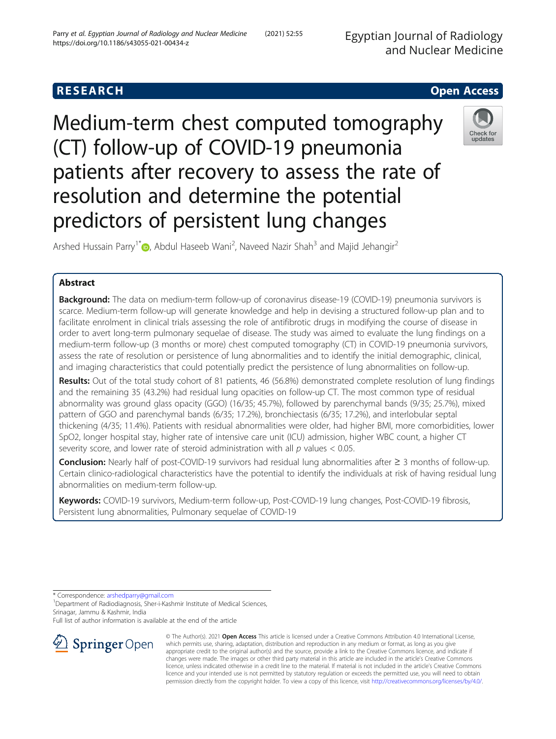RESEARCH Open Access

# Medium-term chest computed tomography (CT) follow-up of COVID-19 pneumonia patients after recovery to assess the rate of resolution and determine the potential predictors of persistent lung changes

Arshed Hussain Parry[1*], Abdul Haseeb Wani[2], Naveed Nazir Shah[3] and Majid Jehangir[2]

## Abstract

**Background:** The data on medium-term follow-up of coronavirus disease-19 (COVID-19) pneumonia survivors is scarce. Medium-term follow-up will generate knowledge and help in devising a structured follow-up plan and to facilitate enrolment in clinical trials assessing the role of antifibrotic drugs in modifying the course of disease in order to avert long-term pulmonary sequelae of disease. The study was aimed to evaluate the lung findings on a medium-term follow-up (3 months or more) chest computed tomography (CT) in COVID-19 pneumonia survivors, assess the rate of resolution or persistence of lung abnormalities and to identify the initial demographic, clinical, and imaging characteristics that could potentially predict the persistence of lung abnormalities on follow-up.

**Results:** Out of the total study cohort of 81 patients, 46 (56.8%) demonstrated complete resolution of lung findings and the remaining 35 (43.2%) had residual lung opacities on follow-up CT. The most common type of residual abnormality was ground glass opacity (GGO) (16/35; 45.7%), followed by parenchymal bands (9/35; 25.7%), mixed pattern of GGO and parenchymal bands (6/35; 17.2%), bronchiectasis (6/35; 17.2%), and interlobular septal thickening (4/35; 11.4%). Patients with residual abnormalities were older, had higher BMI, more comorbidities, lower $SpO_2$, longer hospital stay, higher rate of intensive care unit (ICU) admission, higher WBC count, a higher CT severity score, and lower rate of steroid administration with all $p$ values $< 0.05$.

**Conclusion:** Nearly half of post-COVID-19 survivors had residual lung abnormalities after ≥ 3 months of follow-up. Certain clinico-radiological characteristics have the potential to identify the individuals at risk of having residual lung abnormalities on medium-term follow-up.

**Keywords:** COVID-19 survivors, Medium-term follow-up, Post-COVID-19 lung changes, Post-COVID-19 fibrosis, Persistent lung abnormalities, Pulmonary sequelae of COVID-19

---

* Correspondence: arshedparry@gmail.com
[1]Department of Radiodiagnosis, Sher-i-Kashmir Institute of Medical Sciences, Srinagar, Jammu & Kashmir, India
Full list of author information is available at the end of the article

© The Author(s). 2021 **Open Access** This article is licensed under a Creative Commons Attribution 4.0 International License, which permits use, sharing, adaptation, distribution and reproduction in any medium or format, as long as you give appropriate credit to the original author(s) and the source, provide a link to the Creative Commons licence, and indicate if changes were made. The images or other third party material in this article are included in the article's Creative Commons licence, unless indicated otherwise in a credit line to the material. If material is not included in the article's Creative Commons licence and your intended use is not permitted by statutory regulation or exceeds the permitted use, you will need to obtain permission directly from the copyright holder. To view a copy of this licence, visit http://creativecommons.org/licenses/by/4.0/.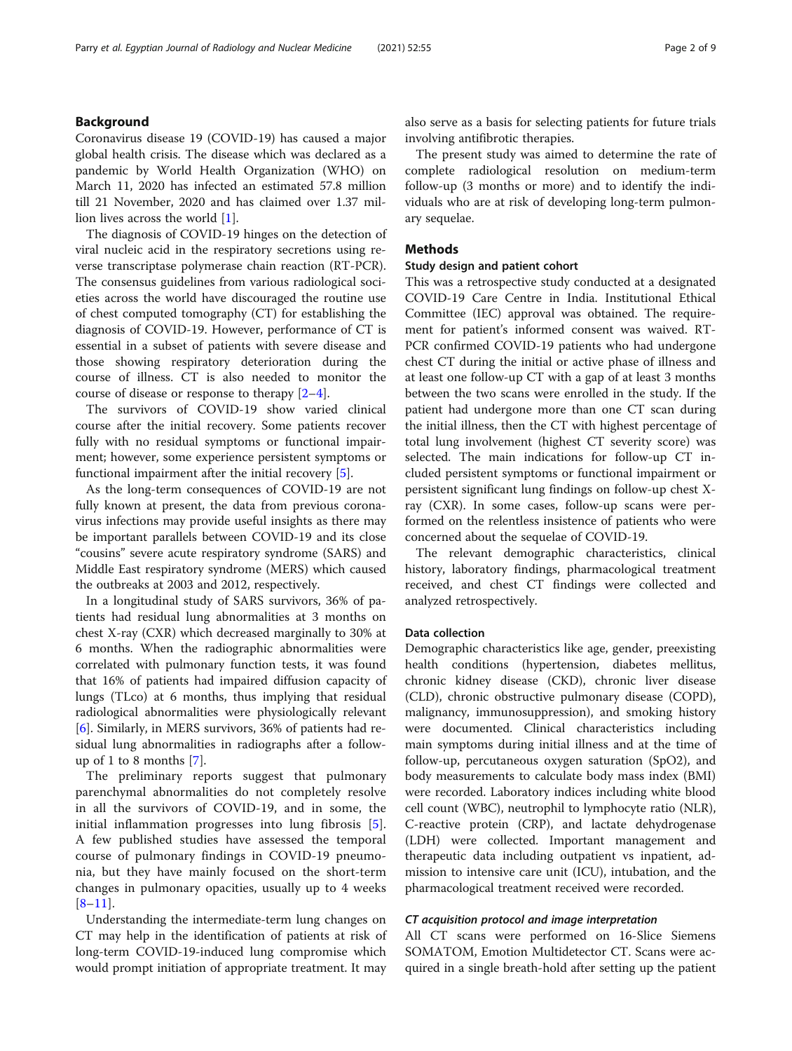## Background

Coronavirus disease 19 (COVID-19) has caused a major global health crisis. The disease which was declared as a pandemic by World Health Organization (WHO) on March 11, 2020 has infected an estimated 57.8 million till 21 November, 2020 and has claimed over 1.37 million lives across the world [1].

The diagnosis of COVID-19 hinges on the detection of viral nucleic acid in the respiratory secretions using reverse transcriptase polymerase chain reaction (RT-PCR). The consensus guidelines from various radiological societies across the world have discouraged the routine use of chest computed tomography (CT) for establishing the diagnosis of COVID-19. However, performance of CT is essential in a subset of patients with severe disease and those showing respiratory deterioration during the course of illness. CT is also needed to monitor the course of disease or response to therapy [2–4].

The survivors of COVID-19 show varied clinical course after the initial recovery. Some patients recover fully with no residual symptoms or functional impairment; however, some experience persistent symptoms or functional impairment after the initial recovery [5].

As the long-term consequences of COVID-19 are not fully known at present, the data from previous coronavirus infections may provide useful insights as there may be important parallels between COVID-19 and its close "cousins" severe acute respiratory syndrome (SARS) and Middle East respiratory syndrome (MERS) which caused the outbreaks at 2003 and 2012, respectively.

In a longitudinal study of SARS survivors, 36% of patients had residual lung abnormalities at 3 months on chest X-ray (CXR) which decreased marginally to 30% at 6 months. When the radiographic abnormalities were correlated with pulmonary function tests, it was found that 16% of patients had impaired diffusion capacity of lungs (TLco) at 6 months, thus implying that residual radiological abnormalities were physiologically relevant [6]. Similarly, in MERS survivors, 36% of patients had residual lung abnormalities in radiographs after a follow-up of 1 to 8 months [7].

The preliminary reports suggest that pulmonary parenchymal abnormalities do not completely resolve in all the survivors of COVID-19, and in some, the initial inflammation progresses into lung fibrosis [5]. A few published studies have assessed the temporal course of pulmonary findings in COVID-19 pneumonia, but they have mainly focused on the short-term changes in pulmonary opacities, usually up to 4 weeks [8–11].

Understanding the intermediate-term lung changes on CT may help in the identification of patients at risk of long-term COVID-19-induced lung compromise which would prompt initiation of appropriate treatment. It may also serve as a basis for selecting patients for future trials involving antifibrotic therapies.

The present study was aimed to determine the rate of complete radiological resolution on medium-term follow-up (3 months or more) and to identify the individuals who are at risk of developing long-term pulmonary sequelae.

## Methods

### Study design and patient cohort

This was a retrospective study conducted at a designated COVID-19 Care Centre in India. Institutional Ethical Committee (IEC) approval was obtained. The requirement for patient's informed consent was waived. RT-PCR confirmed COVID-19 patients who had undergone chest CT during the initial or active phase of illness and at least one follow-up CT with a gap of at least 3 months between the two scans were enrolled in the study. If the patient had undergone more than one CT scan during the initial illness, then the CT with highest percentage of total lung involvement (highest CT severity score) was selected. The main indications for follow-up CT included persistent symptoms or functional impairment or persistent significant lung findings on follow-up chest X-ray (CXR). In some cases, follow-up scans were performed on the relentless insistence of patients who were concerned about the sequelae of COVID-19.

The relevant demographic characteristics, clinical history, laboratory findings, pharmacological treatment received, and chest CT findings were collected and analyzed retrospectively.

### Data collection

Demographic characteristics like age, gender, preexisting health conditions (hypertension, diabetes mellitus, chronic kidney disease (CKD), chronic liver disease (CLD), chronic obstructive pulmonary disease (COPD), malignancy, immunosuppression), and smoking history were documented. Clinical characteristics including main symptoms during initial illness and at the time of follow-up, percutaneous oxygen saturation ($SpO_2$), and body measurements to calculate body mass index (BMI) were recorded. Laboratory indices including white blood cell count (WBC), neutrophil to lymphocyte ratio (NLR), C-reactive protein (CRP), and lactate dehydrogenase (LDH) were collected. Important management and therapeutic data including outpatient vs inpatient, admission to intensive care unit (ICU), intubation, and the pharmacological treatment received were recorded.

### *CT acquisition protocol and image interpretation*

All CT scans were performed on 16-Slice Siemens SOMATOM, Emotion Multidetector CT. Scans were acquired in a single breath-hold after setting up the patient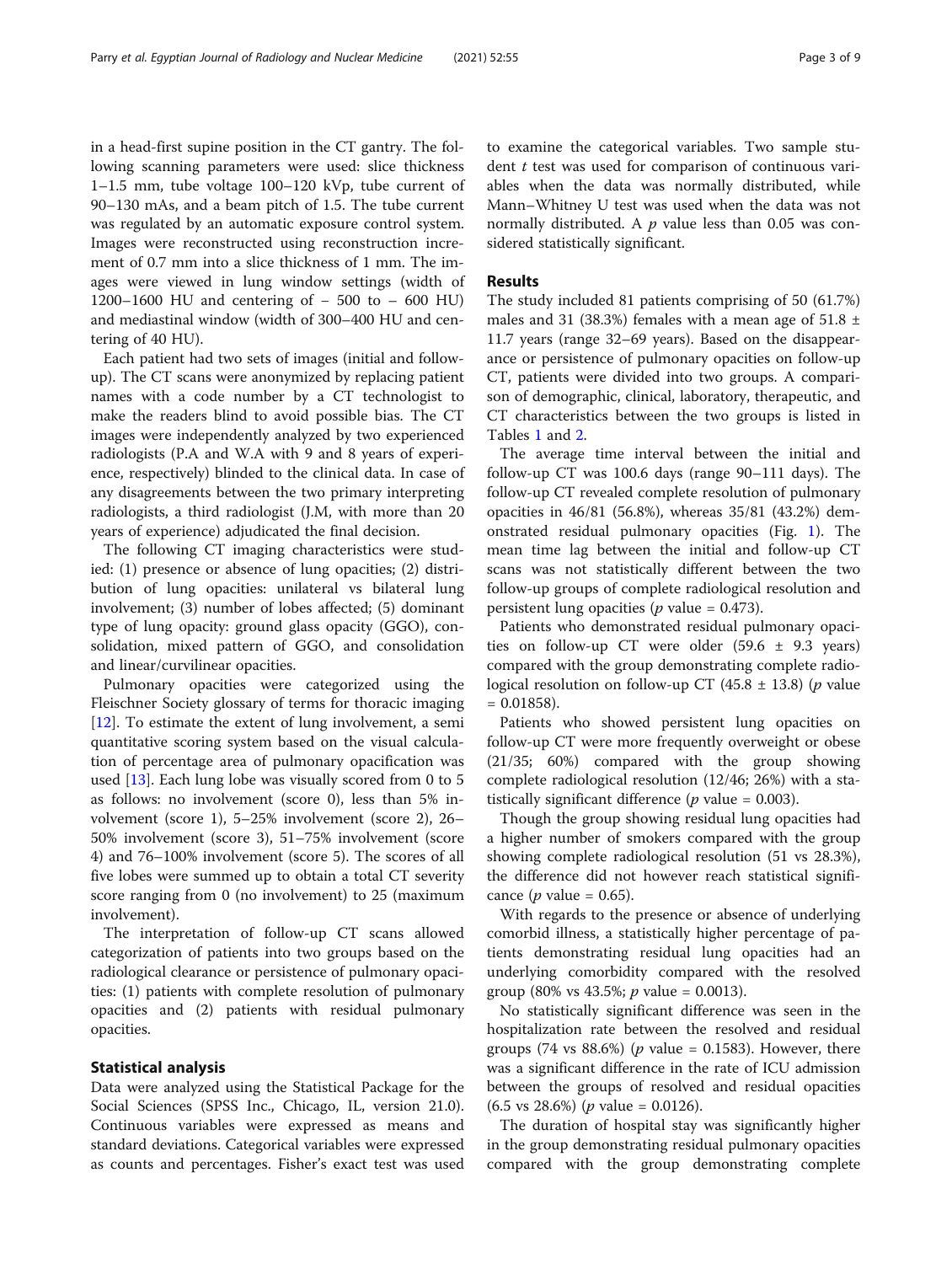in a head-first supine position in the CT gantry. The following scanning parameters were used: slice thickness 1–1.5 mm, tube voltage 100–120 kVp, tube current of 90–130 mAs, and a beam pitch of 1.5. The tube current was regulated by an automatic exposure control system. Images were reconstructed using reconstruction increment of 0.7 mm into a slice thickness of 1 mm. The images were viewed in lung window settings (width of 1200–1600 HU and centering of − 500 to − 600 HU) and mediastinal window (width of 300–400 HU and centering of 40 HU).

Each patient had two sets of images (initial and follow-up). The CT scans were anonymized by replacing patient names with a code number by a CT technologist to make the readers blind to avoid possible bias. The CT images were independently analyzed by two experienced radiologists (P.A and W.A with 9 and 8 years of experience, respectively) blinded to the clinical data. In case of any disagreements between the two primary interpreting radiologists, a third radiologist (J.M, with more than 20 years of experience) adjudicated the final decision.

The following CT imaging characteristics were studied: (1) presence or absence of lung opacities; (2) distribution of lung opacities: unilateral vs bilateral lung involvement; (3) number of lobes affected; (5) dominant type of lung opacity: ground glass opacity (GGO), consolidation, mixed pattern of GGO, and consolidation and linear/curvilinear opacities.

Pulmonary opacities were categorized using the Fleischner Society glossary of terms for thoracic imaging [12]. To estimate the extent of lung involvement, a semi quantitative scoring system based on the visual calculation of percentage area of pulmonary opacification was used [13]. Each lung lobe was visually scored from 0 to 5 as follows: no involvement (score 0), less than 5% involvement (score 1), 5–25% involvement (score 2), 26–50% involvement (score 3), 51–75% involvement (score 4) and 76–100% involvement (score 5). The scores of all five lobes were summed up to obtain a total CT severity score ranging from 0 (no involvement) to 25 (maximum involvement).

The interpretation of follow-up CT scans allowed categorization of patients into two groups based on the radiological clearance or persistence of pulmonary opacities: (1) patients with complete resolution of pulmonary opacities and (2) patients with residual pulmonary opacities.

## Statistical analysis

Data were analyzed using the Statistical Package for the Social Sciences (SPSS Inc., Chicago, IL, version 21.0). Continuous variables were expressed as means and standard deviations. Categorical variables were expressed as counts and percentages. Fisher's exact test was used to examine the categorical variables. Two sample student *t* test was used for comparison of continuous variables when the data was normally distributed, while Mann–Whitney U test was used when the data was not normally distributed. A *p* value less than 0.05 was considered statistically significant.

## Results

The study included 81 patients comprising of 50 (61.7%) males and 31 (38.3%) females with a mean age of 51.8 ± 11.7 years (range 32–69 years). Based on the disappearance or persistence of pulmonary opacities on follow-up CT, patients were divided into two groups. A comparison of demographic, clinical, laboratory, therapeutic, and CT characteristics between the two groups is listed in Tables 1 and 2.

The average time interval between the initial and follow-up CT was 100.6 days (range 90–111 days). The follow-up CT revealed complete resolution of pulmonary opacities in 46/81 (56.8%), whereas 35/81 (43.2%) demonstrated residual pulmonary opacities (Fig. 1). The mean time lag between the initial and follow-up CT scans was not statistically different between the two follow-up groups of complete radiological resolution and persistent lung opacities (*p* value = 0.473).

Patients who demonstrated residual pulmonary opacities on follow-up CT were older (59.6 ± 9.3 years) compared with the group demonstrating complete radiological resolution on follow-up CT (45.8 ± 13.8) (*p* value = 0.01858).

Patients who showed persistent lung opacities on follow-up CT were more frequently overweight or obese (21/35; 60%) compared with the group showing complete radiological resolution (12/46; 26%) with a statistically significant difference (*p* value = 0.003).

Though the group showing residual lung opacities had a higher number of smokers compared with the group showing complete radiological resolution (51 vs 28.3%), the difference did not however reach statistical significance (*p* value = 0.65).

With regards to the presence or absence of underlying comorbid illness, a statistically higher percentage of patients demonstrating residual lung opacities had an underlying comorbidity compared with the resolved group (80% vs 43.5%; *p* value = 0.0013).

No statistically significant difference was seen in the hospitalization rate between the resolved and residual groups (74 vs 88.6%) (*p* value = 0.1583). However, there was a significant difference in the rate of ICU admission between the groups of resolved and residual opacities (6.5 vs 28.6%) (*p* value = 0.0126).

The duration of hospital stay was significantly higher in the group demonstrating residual pulmonary opacities compared with the group demonstrating complete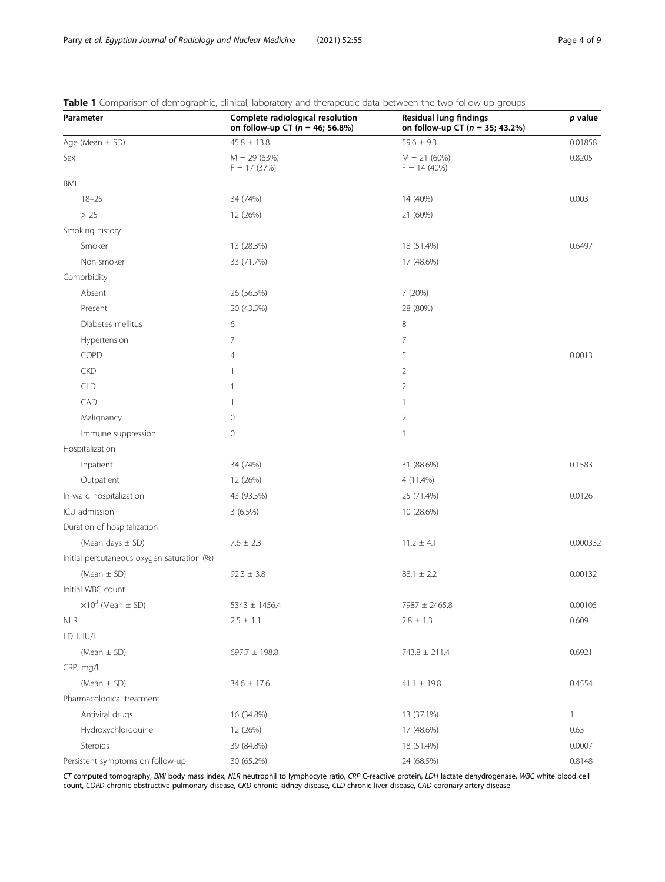**Table 1** Comparison of demographic, clinical, laboratory and therapeutic data between the two follow-up groups

| Parameter | Complete radiological resolution on follow-up CT (*n* = 46; 56.8%) | Residual lung findings on follow-up CT (*n* = 35; 43.2%) | *p* value |
|---|---|---|---|
| Age (Mean ± SD) | 45.8 ± 13.8 | 59.6 ± 9.3 | 0.01858 |
| Sex | M = 29 (63%)<br>F = 17 (37%) | M = 21 (60%)<br>F = 14 (40%) | 0.8205 |
| BMI | | | |
| 18–25 | 34 (74%) | 14 (40%) | 0.003 |
| > 25 | 12 (26%) | 21 (60%) | |
| Smoking history | | | |
| Smoker | 13 (28.3%) | 18 (51.4%) | 0.6497 |
| Non-smoker | 33 (71.7%) | 17 (48.6%) | |
| Comorbidity | | | |
| Absent | 26 (56.5%) | 7 (20%) | |
| Present | 20 (43.5%) | 28 (80%) | |
| Diabetes mellitus | 6 | 8 | |
| Hypertension | 7 | 7 | |
| COPD | 4 | 5 | 0.0013 |
| CKD | 1 | 2 | |
| CLD | 1 | 2 | |
| CAD | 1 | 1 | |
| Malignancy | 0 | 2 | |
| Immune suppression | 0 | 1 | |
| Hospitalization | | | |
| Inpatient | 34 (74%) | 31 (88.6%) | 0.1583 |
| Outpatient | 12 (26%) | 4 (11.4%) | |
| In-ward hospitalization | 43 (93.5%) | 25 (71.4%) | 0.0126 |
| ICU admission | 3 (6.5%) | 10 (28.6%) | |
| Duration of hospitalization | | | |
| (Mean days ± SD) | 7.6 ± 2.3 | 11.2 ± 4.1 | 0.000332 |
| Initial percutaneous oxygen saturation (%) | | | |
| (Mean ± SD) | 92.3 ± 3.8 | 88.1 ± 2.2 | 0.00132 |
| Initial WBC count | | | |
| $\times 10^3$ (Mean ± SD) | 5343 ± 1456.4 | 7987 ± 2465.8 | 0.00105 |
| NLR | 2.5 ± 1.1 | 2.8 ± 1.3 | 0.609 |
| LDH, IU/l | | | |
| (Mean ± SD) | 697.7 ± 198.8 | 743.8 ± 211.4 | 0.6921 |
| CRP, mg/l | | | |
| (Mean ± SD) | 34.6 ± 17.6 | 41.1 ± 19.8 | 0.4554 |
| Pharmacological treatment | | | |
| Antiviral drugs | 16 (34.8%) | 13 (37.1%) | 1 |
| Hydroxychloroquine | 12 (26%) | 17 (48.6%) | 0.63 |
| Steroids | 39 (84.8%) | 18 (51.4%) | 0.0007 |
| Persistent symptoms on follow-up | 30 (65.2%) | 24 (68.5%) | 0.8148 |

*CT* computed tomography, *BMI* body mass index, *NLR* neutrophil to lymphocyte ratio, *CRP* C-reactive protein, *LDH* lactate dehydrogenase, *WBC* white blood cell count, *COPD* chronic obstructive pulmonary disease, *CKD* chronic kidney disease, *CLD* chronic liver disease, *CAD* coronary artery disease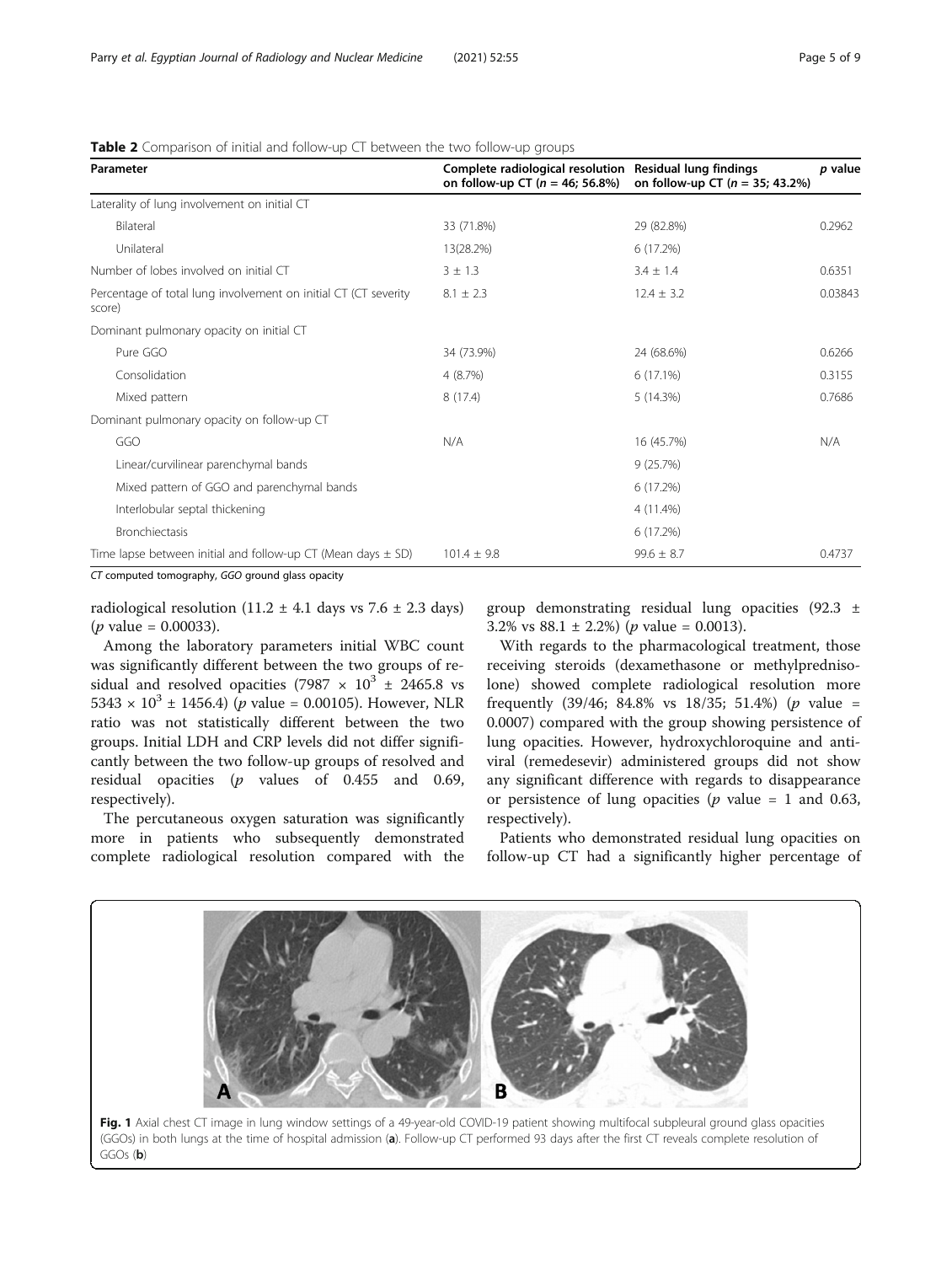**Table 2** Comparison of initial and follow-up CT between the two follow-up groups

| Parameter | Complete radiological resolution on follow-up CT ($n$ = 46; 56.8%) | Residual lung findings on follow-up CT ($n$ = 35; 43.2%) | *p* value |
|---|---|---|---|
| Laterality of lung involvement on initial CT | | | |
| Bilateral | 33 (71.8%) | 29 (82.8%) | 0.2962 |
| Unilateral | 13(28.2%) | 6 (17.2%) | |
| Number of lobes involved on initial CT | 3 ± 1.3 | 3.4 ± 1.4 | 0.6351 |
| Percentage of total lung involvement on initial CT (CT severity score) | 8.1 ± 2.3 | 12.4 ± 3.2 | 0.03843 |
| Dominant pulmonary opacity on initial CT | | | |
| Pure GGO | 34 (73.9%) | 24 (68.6%) | 0.6266 |
| Consolidation | 4 (8.7%) | 6 (17.1%) | 0.3155 |
| Mixed pattern | 8 (17.4) | 5 (14.3%) | 0.7686 |
| Dominant pulmonary opacity on follow-up CT | | | |
| GGO | N/A | 16 (45.7%) | N/A |
| Linear/curvilinear parenchymal bands | | 9 (25.7%) | |
| Mixed pattern of GGO and parenchymal bands | | 6 (17.2%) | |
| Interlobular septal thickening | | 4 (11.4%) | |
| Bronchiectasis | | 6 (17.2%) | |
| Time lapse between initial and follow-up CT (Mean days ± SD) | 101.4 ± 9.8 | 99.6 ± 8.7 | 0.4737 |

*CT* computed tomography, *GGO* ground glass opacity

radiological resolution (11.2 ± 4.1 days vs 7.6 ± 2.3 days) (*p* value = 0.00033).

Among the laboratory parameters initial WBC count was significantly different between the two groups of residual and resolved opacities ($7987 \times 10^3 \pm 2465.8$ vs $5343 \times 10^3 \pm 1456.4$) (*p* value = 0.00105). However, NLR ratio was not statistically different between the two groups. Initial LDH and CRP levels did not differ significantly between the two follow-up groups of resolved and residual opacities (*p* values of 0.455 and 0.69, respectively).

The percutaneous oxygen saturation was significantly more in patients who subsequently demonstrated complete radiological resolution compared with the group demonstrating residual lung opacities (92.3 ± 3.2% vs 88.1 ± 2.2%) (*p* value = 0.0013).

With regards to the pharmacological treatment, those receiving steroids (dexamethasone or methylprednisolone) showed complete radiological resolution more frequently (39/46; 84.8% vs 18/35; 51.4%) (*p* value = 0.0007) compared with the group showing persistence of lung opacities. However, hydroxychloroquine and antiviral (remedesevir) administered groups did not show any significant difference with regards to disappearance or persistence of lung opacities (*p* value = 1 and 0.63, respectively).

Patients who demonstrated residual lung opacities on follow-up CT had a significantly higher percentage of

**Fig. 1** Axial chest CT image in lung window settings of a 49-year-old COVID-19 patient showing multifocal subpleural ground glass opacities (GGOs) in both lungs at the time of hospital admission (**a**). Follow-up CT performed 93 days after the first CT reveals complete resolution of GGOs (**b**)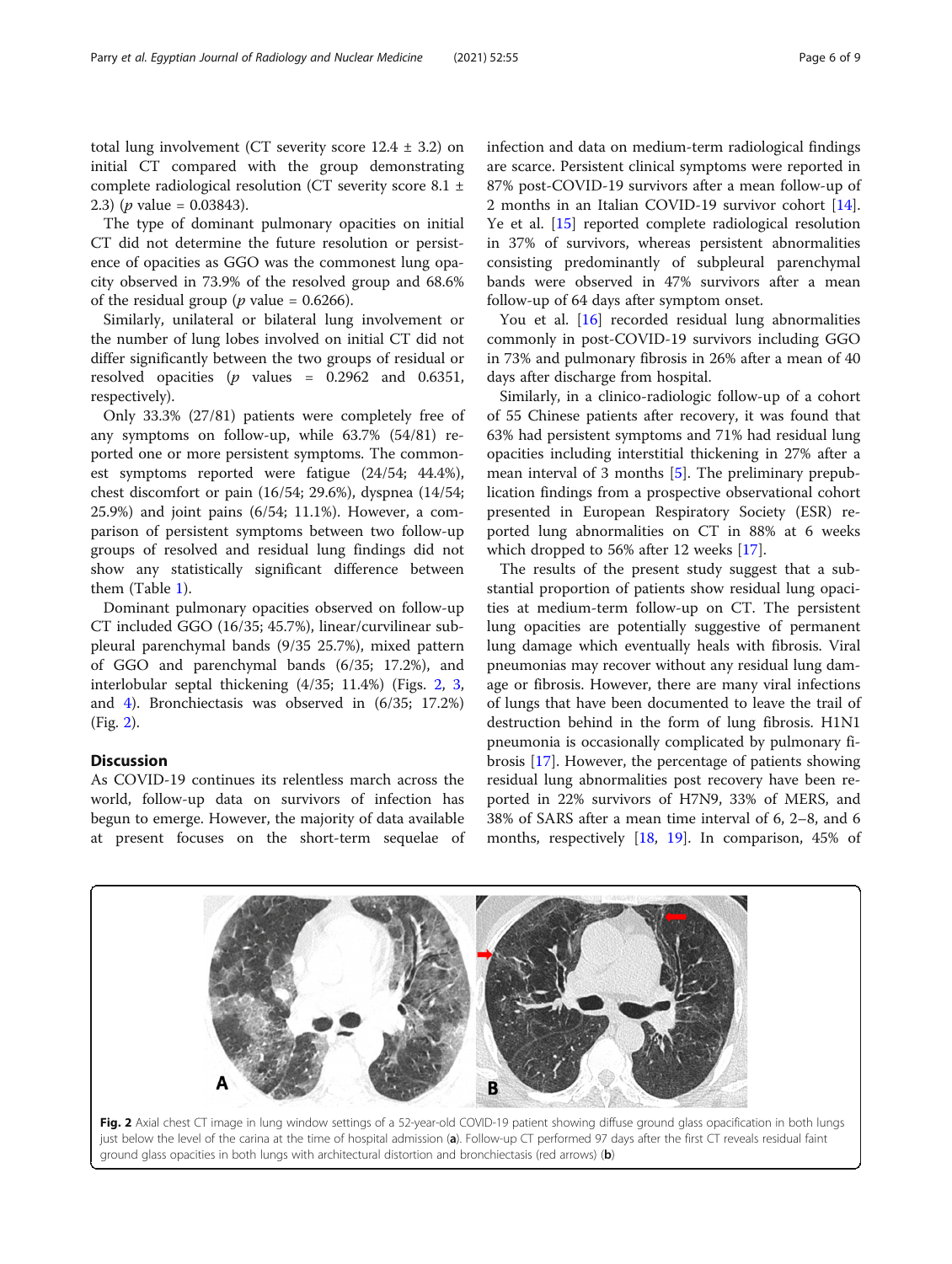total lung involvement (CT severity score 12.4 ± 3.2) on initial CT compared with the group demonstrating complete radiological resolution (CT severity score 8.1 ± 2.3) ($p$ value = 0.03843).

The type of dominant pulmonary opacities on initial CT did not determine the future resolution or persistence of opacities as GGO was the commonest lung opacity observed in 73.9% of the resolved group and 68.6% of the residual group ($p$ value = 0.6266).

Similarly, unilateral or bilateral lung involvement or the number of lung lobes involved on initial CT did not differ significantly between the two groups of residual or resolved opacities ($p$ values = 0.2962 and 0.6351, respectively).

Only 33.3% (27/81) patients were completely free of any symptoms on follow-up, while 63.7% (54/81) reported one or more persistent symptoms. The commonest symptoms reported were fatigue (24/54; 44.4%), chest discomfort or pain (16/54; 29.6%), dyspnea (14/54; 25.9%) and joint pains (6/54; 11.1%). However, a comparison of persistent symptoms between two follow-up groups of resolved and residual lung findings did not show any statistically significant difference between them (Table 1).

Dominant pulmonary opacities observed on follow-up CT included GGO (16/35; 45.7%), linear/curvilinear subpleural parenchymal bands (9/35 25.7%), mixed pattern of GGO and parenchymal bands (6/35; 17.2%), and interlobular septal thickening (4/35; 11.4%) (Figs. 2, 3, and 4). Bronchiectasis was observed in (6/35; 17.2%) (Fig. 2).

## Discussion

As COVID-19 continues its relentless march across the world, follow-up data on survivors of infection has begun to emerge. However, the majority of data available at present focuses on the short-term sequelae of infection and data on medium-term radiological findings are scarce. Persistent clinical symptoms were reported in 87% post-COVID-19 survivors after a mean follow-up of 2 months in an Italian COVID-19 survivor cohort [14]. Ye et al. [15] reported complete radiological resolution in 37% of survivors, whereas persistent abnormalities consisting predominantly of subpleural parenchymal bands were observed in 47% survivors after a mean follow-up of 64 days after symptom onset.

You et al. [16] recorded residual lung abnormalities commonly in post-COVID-19 survivors including GGO in 73% and pulmonary fibrosis in 26% after a mean of 40 days after discharge from hospital.

Similarly, in a clinico-radiologic follow-up of a cohort of 55 Chinese patients after recovery, it was found that 63% had persistent symptoms and 71% had residual lung opacities including interstitial thickening in 27% after a mean interval of 3 months [5]. The preliminary prepublication findings from a prospective observational cohort presented in European Respiratory Society (ESR) reported lung abnormalities on CT in 88% at 6 weeks which dropped to 56% after 12 weeks [17].

The results of the present study suggest that a substantial proportion of patients show residual lung opacities at medium-term follow-up on CT. The persistent lung opacities are potentially suggestive of permanent lung damage which eventually heals with fibrosis. Viral pneumonias may recover without any residual lung damage or fibrosis. However, there are many viral infections of lungs that have been documented to leave the trail of destruction behind in the form of lung fibrosis. H1N1 pneumonia is occasionally complicated by pulmonary fibrosis [17]. However, the percentage of patients showing residual lung abnormalities post recovery have been reported in 22% survivors of H7N9, 33% of MERS, and 38% of SARS after a mean time interval of 6, 2–8, and 6 months, respectively [18, 19]. In comparison, 45% of

**Fig. 2** Axial chest CT image in lung window settings of a 52-year-old COVID-19 patient showing diffuse ground glass opacification in both lungs just below the level of the carina at the time of hospital admission (**a**). Follow-up CT performed 97 days after the first CT reveals residual faint ground glass opacities in both lungs with architectural distortion and bronchiectasis (red arrows) (**b**)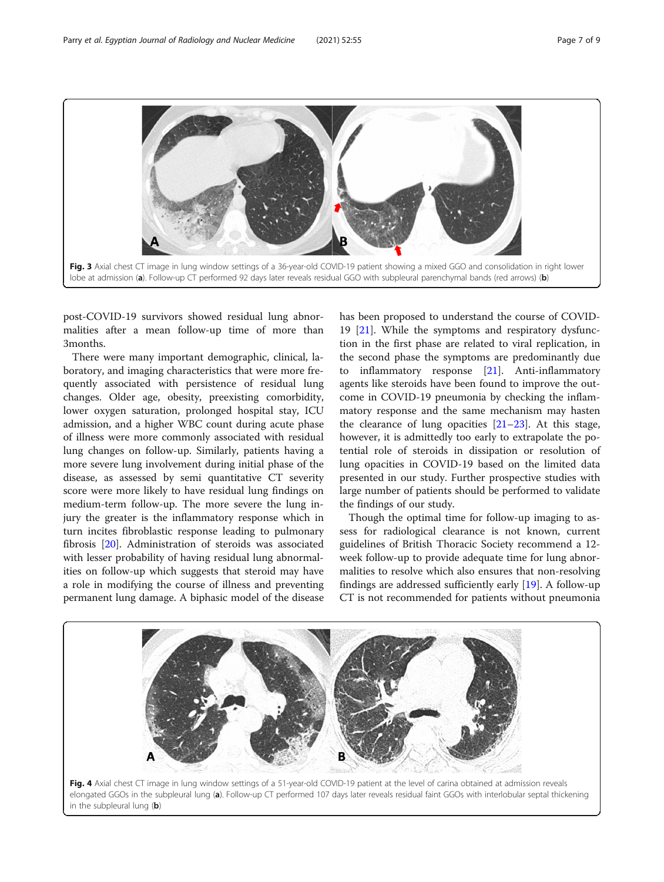Fig. 3 Axial chest CT image in lung window settings of a 36-year-old COVID-19 patient showing a mixed GGO and consolidation in right lower lobe at admission (**a**). Follow-up CT performed 92 days later reveals residual GGO with subpleural parenchymal bands (red arrows) (**b**)

post-COVID-19 survivors showed residual lung abnormalities after a mean follow-up time of more than 3months.

There were many important demographic, clinical, laboratory, and imaging characteristics that were more frequently associated with persistence of residual lung changes. Older age, obesity, preexisting comorbidity, lower oxygen saturation, prolonged hospital stay, ICU admission, and a higher WBC count during acute phase of illness were more commonly associated with residual lung changes on follow-up. Similarly, patients having a more severe lung involvement during initial phase of the disease, as assessed by semi quantitative CT severity score were more likely to have residual lung findings on medium-term follow-up. The more severe the lung injury the greater is the inflammatory response which in turn incites fibroblastic response leading to pulmonary fibrosis [20]. Administration of steroids was associated with lesser probability of having residual lung abnormalities on follow-up which suggests that steroid may have a role in modifying the course of illness and preventing permanent lung damage. A biphasic model of the disease has been proposed to understand the course of COVID-19 [21]. While the symptoms and respiratory dysfunction in the first phase are related to viral replication, in the second phase the symptoms are predominantly due to inflammatory response [21]. Anti-inflammatory agents like steroids have been found to improve the outcome in COVID-19 pneumonia by checking the inflammatory response and the same mechanism may hasten the clearance of lung opacities [21–23]. At this stage, however, it is admittedly too early to extrapolate the potential role of steroids in dissipation or resolution of lung opacities in COVID-19 based on the limited data presented in our study. Further prospective studies with large number of patients should be performed to validate the findings of our study.

Though the optimal time for follow-up imaging to assess for radiological clearance is not known, current guidelines of British Thoracic Society recommend a 12-week follow-up to provide adequate time for lung abnormalities to resolve which also ensures that non-resolving findings are addressed sufficiently early [19]. A follow-up CT is not recommended for patients without pneumonia

Fig. 4 Axial chest CT image in lung window settings of a 51-year-old COVID-19 patient at the level of carina obtained at admission reveals elongated GGOs in the subpleural lung (**a**). Follow-up CT performed 107 days later reveals residual faint GGOs with interlobular septal thickening in the subpleural lung (**b**)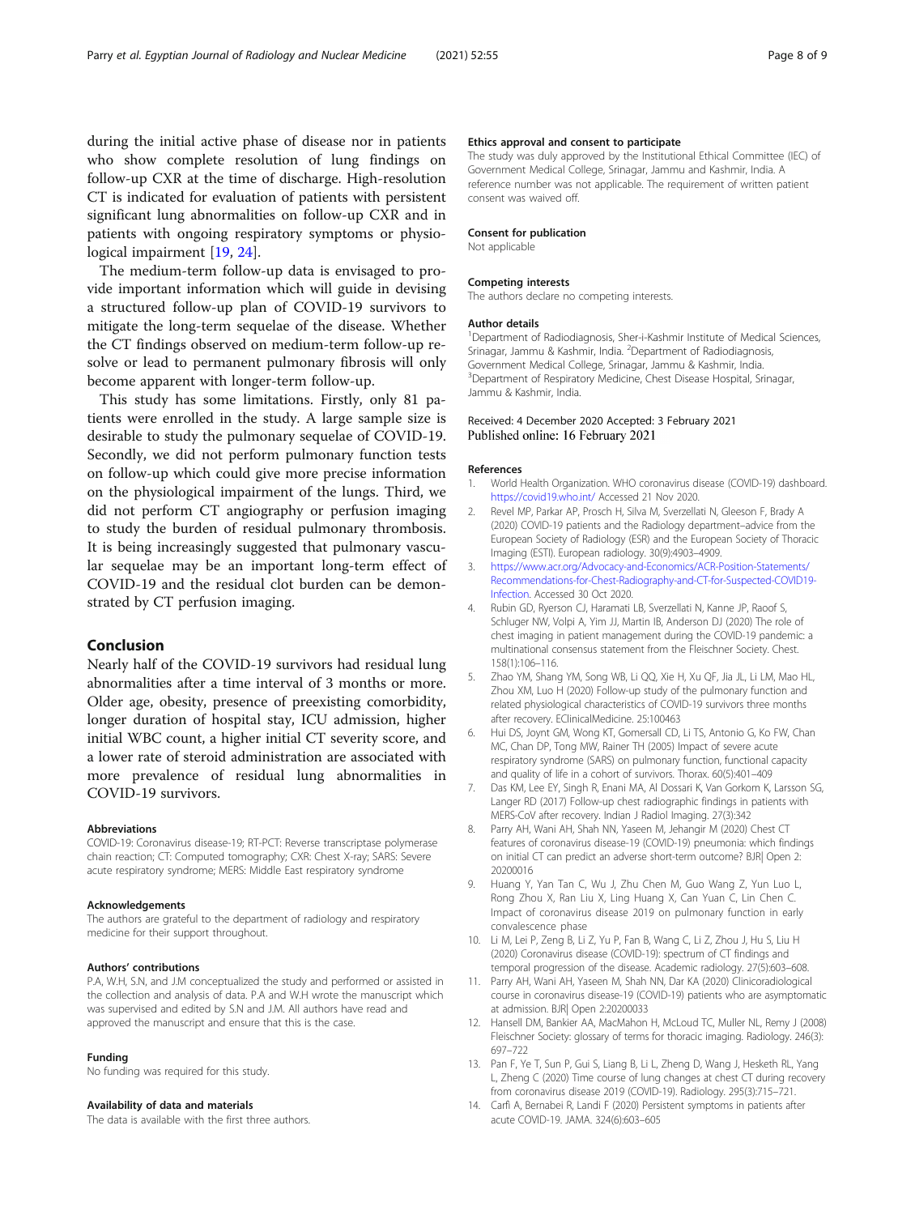during the initial active phase of disease nor in patients who show complete resolution of lung findings on follow-up CXR at the time of discharge. High-resolution CT is indicated for evaluation of patients with persistent significant lung abnormalities on follow-up CXR and in patients with ongoing respiratory symptoms or physiological impairment [19, 24].

The medium-term follow-up data is envisaged to provide important information which will guide in devising a structured follow-up plan of COVID-19 survivors to mitigate the long-term sequelae of the disease. Whether the CT findings observed on medium-term follow-up resolve or lead to permanent pulmonary fibrosis will only become apparent with longer-term follow-up.

This study has some limitations. Firstly, only 81 patients were enrolled in the study. A large sample size is desirable to study the pulmonary sequelae of COVID-19. Secondly, we did not perform pulmonary function tests on follow-up which could give more precise information on the physiological impairment of the lungs. Third, we did not perform CT angiography or perfusion imaging to study the burden of residual pulmonary thrombosis. It is being increasingly suggested that pulmonary vascular sequelae may be an important long-term effect of COVID-19 and the residual clot burden can be demonstrated by CT perfusion imaging.

## Conclusion

Nearly half of the COVID-19 survivors had residual lung abnormalities after a time interval of 3 months or more. Older age, obesity, presence of preexisting comorbidity, longer duration of hospital stay, ICU admission, higher initial WBC count, a higher initial CT severity score, and a lower rate of steroid administration are associated with more prevalence of residual lung abnormalities in COVID-19 survivors.

#### Abbreviations

COVID-19: Coronavirus disease-19; RT-PCT: Reverse transcriptase polymerase chain reaction; CT: Computed tomography; CXR: Chest X-ray; SARS: Severe acute respiratory syndrome; MERS: Middle East respiratory syndrome

#### Acknowledgements

The authors are grateful to the department of radiology and respiratory medicine for their support throughout.

#### Authors' contributions

P.A, W.H, S.N, and J.M conceptualized the study and performed or assisted in the collection and analysis of data. P.A and W.H wrote the manuscript which was supervised and edited by S.N and J.M. All authors have read and approved the manuscript and ensure that this is the case.

#### Funding

No funding was required for this study.

#### Availability of data and materials

The data is available with the first three authors.

#### Ethics approval and consent to participate

The study was duly approved by the Institutional Ethical Committee (IEC) of Government Medical College, Srinagar, Jammu and Kashmir, India. A reference number was not applicable. The requirement of written patient consent was waived off.

#### Consent for publication

Not applicable

#### Competing interests

The authors declare no competing interests.

#### Author details

[1]Department of Radiodiagnosis, Sher-i-Kashmir Institute of Medical Sciences, Srinagar, Jammu & Kashmir, India. [2]Department of Radiodiagnosis, Government Medical College, Srinagar, Jammu & Kashmir, India. [3]Department of Respiratory Medicine, Chest Disease Hospital, Srinagar, Jammu & Kashmir, India.

Received: 4 December 2020 Accepted: 3 February 2021
Published online: 16 February 2021

#### References

1. World Health Organization. WHO coronavirus disease (COVID-19) dashboard. https://covid19.who.int/ Accessed 21 Nov 2020.
2. Revel MP, Parkar AP, Prosch H, Silva M, Sverzellati N, Gleeson F, Brady A (2020) COVID-19 patients and the Radiology department–advice from the European Society of Radiology (ESR) and the European Society of Thoracic Imaging (ESTI). European radiology. 30(9):4903–4909.
3. https://www.acr.org/Advocacy-and-Economics/ACR-Position-Statements/Recommendations-for-Chest-Radiography-and-CT-for-Suspected-COVID19-Infection. Accessed 30 Oct 2020.
4. Rubin GD, Ryerson CJ, Haramati LB, Sverzellati N, Kanne JP, Raoof S, Schluger NW, Volpi A, Yim JJ, Martin IB, Anderson DJ (2020) The role of chest imaging in patient management during the COVID-19 pandemic: a multinational consensus statement from the Fleischner Society. Chest. 158(1):106–116.
5. Zhao YM, Shang YM, Song WB, Li QQ, Xie H, Xu QF, Jia JL, Li LM, Mao HL, Zhou XM, Luo H (2020) Follow-up study of the pulmonary function and related physiological characteristics of COVID-19 survivors three months after recovery. EClinicalMedicine. 25:100463
6. Hui DS, Joynt GM, Wong KT, Gomersall CD, Li TS, Antonio G, Ko FW, Chan MC, Chan DP, Tong MW, Rainer TH (2005) Impact of severe acute respiratory syndrome (SARS) on pulmonary function, functional capacity and quality of life in a cohort of survivors. Thorax. 60(5):401–409
7. Das KM, Lee EY, Singh R, Enani MA, Al Dossari K, Van Gorkom K, Larsson SG, Langer RD (2017) Follow-up chest radiographic findings in patients with MERS-CoV after recovery. Indian J Radiol Imaging. 27(3):342
8. Parry AH, Wani AH, Shah NN, Yaseen M, Jehangir M (2020) Chest CT features of coronavirus disease-19 (COVID-19) pneumonia: which findings on initial CT can predict an adverse short-term outcome? BJR| Open 2: 20200016
9. Huang Y, Yan Tan C, Wu J, Zhu Chen M, Guo Wang Z, Yun Luo L, Rong Zhou X, Ran Liu X, Ling Huang X, Can Yuan C, Lin Chen C. Impact of coronavirus disease 2019 on pulmonary function in early convalescence phase
10. Li M, Lei P, Zeng B, Li Z, Yu P, Fan B, Wang C, Li Z, Zhou J, Hu S, Liu H (2020) Coronavirus disease (COVID-19): spectrum of CT findings and temporal progression of the disease. Academic radiology. 27(5):603–608.
11. Parry AH, Wani AH, Yaseen M, Shah NN, Dar KA (2020) Clinicoradiological course in coronavirus disease-19 (COVID-19) patients who are asymptomatic at admission. BJR| Open 2:20200033
12. Hansell DM, Bankier AA, MacMahon H, McLoud TC, Muller NL, Remy J (2008) Fleischner Society: glossary of terms for thoracic imaging. Radiology. 246(3): 697–722
13. Pan F, Ye T, Sun P, Gui S, Liang B, Li L, Zheng D, Wang J, Hesketh RL, Yang L, Zheng C (2020) Time course of lung changes at chest CT during recovery from coronavirus disease 2019 (COVID-19). Radiology. 295(3):715–721.
14. Carfì A, Bernabei R, Landi F (2020) Persistent symptoms in patients after acute COVID-19. JAMA. 324(6):603–605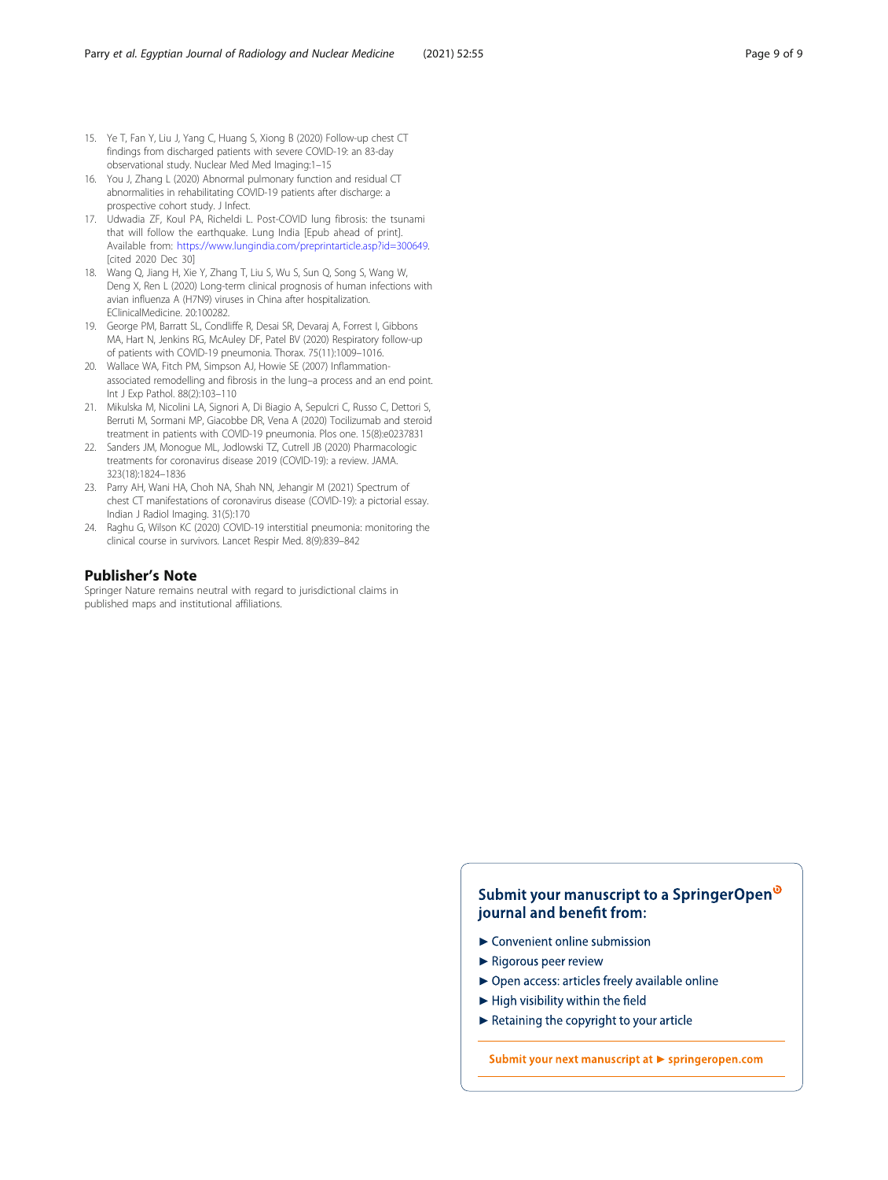15. Ye T, Fan Y, Liu J, Yang C, Huang S, Xiong B (2020) Follow-up chest CT findings from discharged patients with severe COVID-19: an 83-day observational study. Nuclear Med Med Imaging:1–15
16. You J, Zhang L (2020) Abnormal pulmonary function and residual CT abnormalities in rehabilitating COVID-19 patients after discharge: a prospective cohort study. J Infect.
17. Udwadia ZF, Koul PA, Richeldi L. Post-COVID lung fibrosis: the tsunami that will follow the earthquake. Lung India [Epub ahead of print]. Available from: https://www.lungindia.com/preprintarticle.asp?id=300649. [cited 2020 Dec 30]
18. Wang Q, Jiang H, Xie Y, Zhang T, Liu S, Wu S, Sun Q, Song S, Wang W, Deng X, Ren L (2020) Long-term clinical prognosis of human infections with avian influenza A (H7N9) viruses in China after hospitalization. EClinicalMedicine. 20:100282.
19. George PM, Barratt SL, Condliffe R, Desai SR, Devaraj A, Forrest I, Gibbons MA, Hart N, Jenkins RG, McAuley DF, Patel BV (2020) Respiratory follow-up of patients with COVID-19 pneumonia. Thorax. 75(11):1009–1016.
20. Wallace WA, Fitch PM, Simpson AJ, Howie SE (2007) Inflammation-associated remodelling and fibrosis in the lung–a process and an end point. Int J Exp Pathol. 88(2):103–110
21. Mikulska M, Nicolini LA, Signori A, Di Biagio A, Sepulcri C, Russo C, Dettori S, Berruti M, Sormani MP, Giacobbe DR, Vena A (2020) Tocilizumab and steroid treatment in patients with COVID-19 pneumonia. Plos one. 15(8):e0237831
22. Sanders JM, Monogue ML, Jodlowski TZ, Cutrell JB (2020) Pharmacologic treatments for coronavirus disease 2019 (COVID-19): a review. JAMA. 323(18):1824–1836
23. Parry AH, Wani HA, Choh NA, Shah NN, Jehangir M (2021) Spectrum of chest CT manifestations of coronavirus disease (COVID-19): a pictorial essay. Indian J Radiol Imaging. 31(5):170
24. Raghu G, Wilson KC (2020) COVID-19 interstitial pneumonia: monitoring the clinical course in survivors. Lancet Respir Med. 8(9):839–842

## Publisher's Note

Springer Nature remains neutral with regard to jurisdictional claims in published maps and institutional affiliations.

**Submit your manuscript to a SpringerOpen journal and benefit from:**

- ► Convenient online submission
- ► Rigorous peer review
- ► Open access: articles freely available online
- ► High visibility within the field
- ► Retaining the copyright to your article

Submit your next manuscript at ► springeropen.com